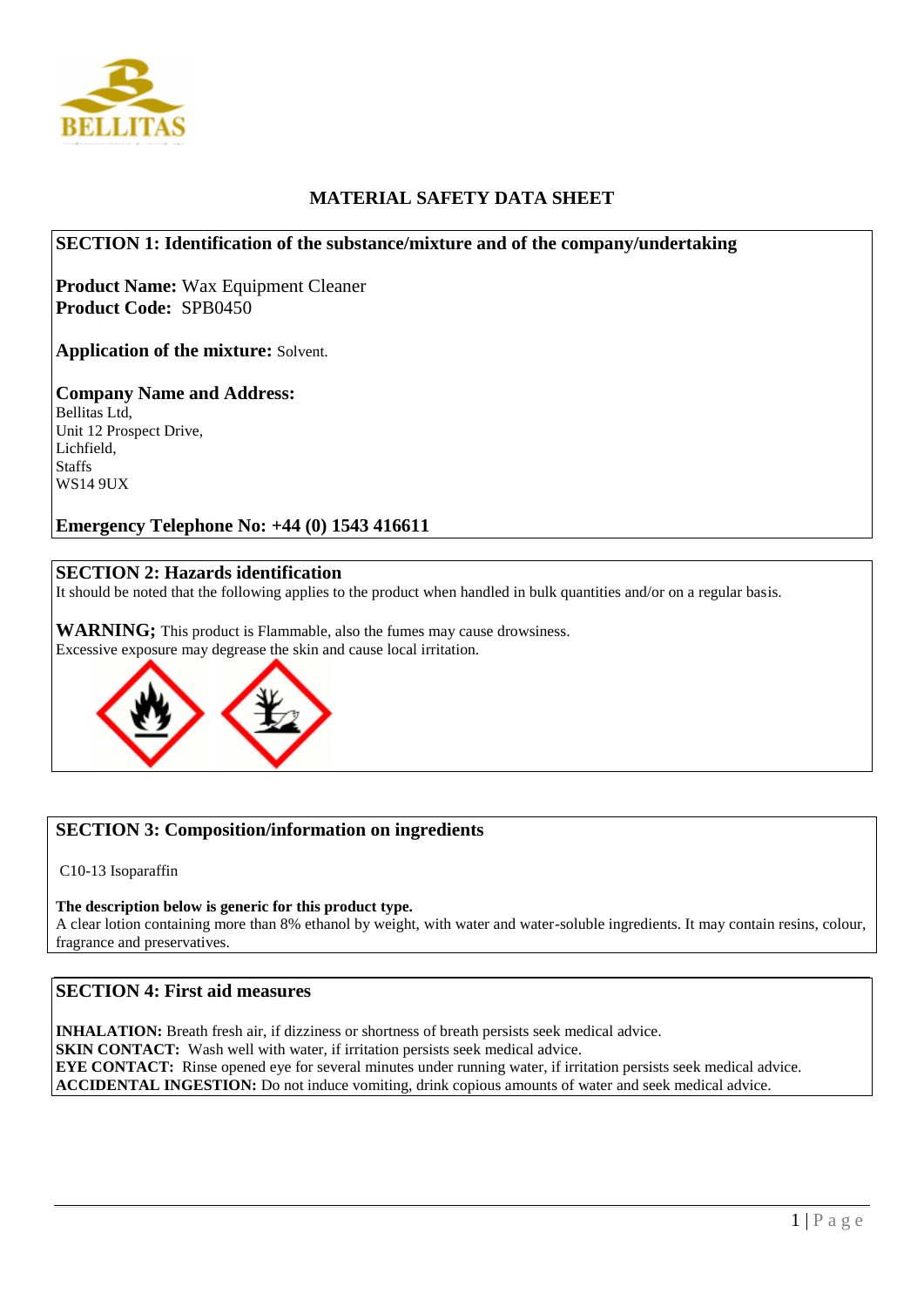# MATERIAL SAFETY DATA SHEET

## SECTION 1: Identification of the substance/mixture and of the company/undertaking

**Product Name:** Wax Equipment Cleaner
**Product Code:** SPB0450

**Application of the mixture:** Solvent.

**Company Name and Address:**
Bellitas Ltd,
Unit 12 Prospect Drive,
Lichfield,
Staffs
WS14 9UX

**Emergency Telephone No: +44 (0) 1543 416611**

## SECTION 2: Hazards identification

It should be noted that the following applies to the product when handled in bulk quantities and/or on a regular basis.

**WARNING;** This product is Flammable, also the fumes may cause drowsiness.
Excessive exposure may degrease the skin and cause local irritation.

## SECTION 3: Composition/information on ingredients

C10-13 Isoparaffin

**The description below is generic for this product type.**
A clear lotion containing more than 8% ethanol by weight, with water and water-soluble ingredients. It may contain resins, colour, fragrance and preservatives.

## SECTION 4: First aid measures

**INHALATION:** Breath fresh air, if dizziness or shortness of breath persists seek medical advice.
**SKIN CONTACT:** Wash well with water, if irritation persists seek medical advice.
**EYE CONTACT:** Rinse opened eye for several minutes under running water, if irritation persists seek medical advice.
**ACCIDENTAL INGESTION:** Do not induce vomiting, drink copious amounts of water and seek medical advice.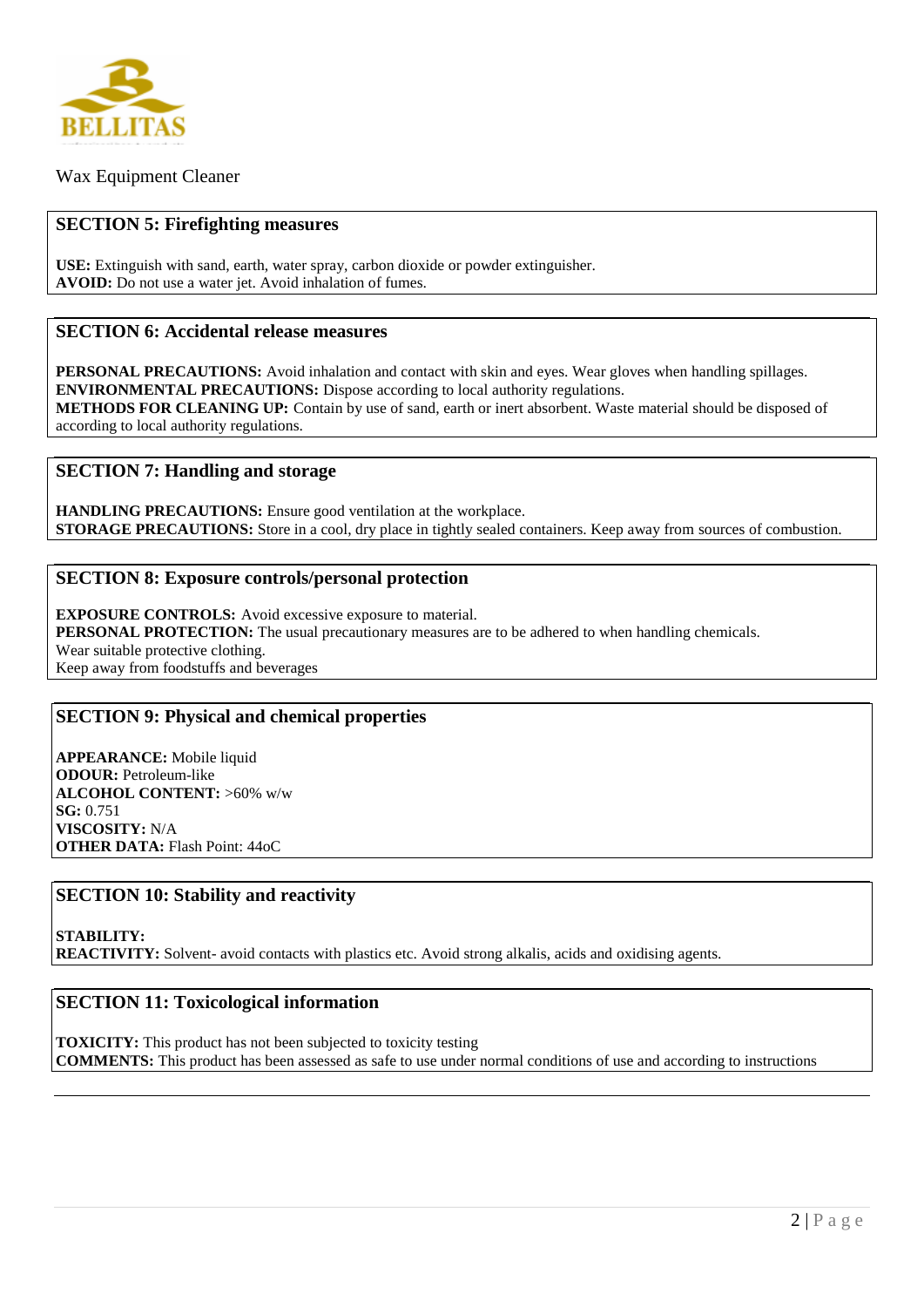BELLITAS

Wax Equipment Cleaner

## SECTION 5: Firefighting measures

**USE:** Extinguish with sand, earth, water spray, carbon dioxide or powder extinguisher.
**AVOID:** Do not use a water jet. Avoid inhalation of fumes.

## SECTION 6: Accidental release measures

**PERSONAL PRECAUTIONS:** Avoid inhalation and contact with skin and eyes. Wear gloves when handling spillages.
**ENVIRONMENTAL PRECAUTIONS:** Dispose according to local authority regulations.
**METHODS FOR CLEANING UP:** Contain by use of sand, earth or inert absorbent. Waste material should be disposed of according to local authority regulations.

## SECTION 7: Handling and storage

**HANDLING PRECAUTIONS:** Ensure good ventilation at the workplace.
**STORAGE PRECAUTIONS:** Store in a cool, dry place in tightly sealed containers. Keep away from sources of combustion.

## SECTION 8: Exposure controls/personal protection

**EXPOSURE CONTROLS:** Avoid excessive exposure to material.
**PERSONAL PROTECTION:** The usual precautionary measures are to be adhered to when handling chemicals.
Wear suitable protective clothing.
Keep away from foodstuffs and beverages

## SECTION 9: Physical and chemical properties

**APPEARANCE:** Mobile liquid
**ODOUR:** Petroleum-like
**ALCOHOL CONTENT:** >60% w/w
**SG:** 0.751
**VISCOSITY:** N/A
**OTHER DATA:** Flash Point: 44oC

## SECTION 10: Stability and reactivity

**STABILITY:**
**REACTIVITY:** Solvent- avoid contacts with plastics etc. Avoid strong alkalis, acids and oxidising agents.

## SECTION 11: Toxicological information

**TOXICITY:** This product has not been subjected to toxicity testing
**COMMENTS:** This product has been assessed as safe to use under normal conditions of use and according to instructions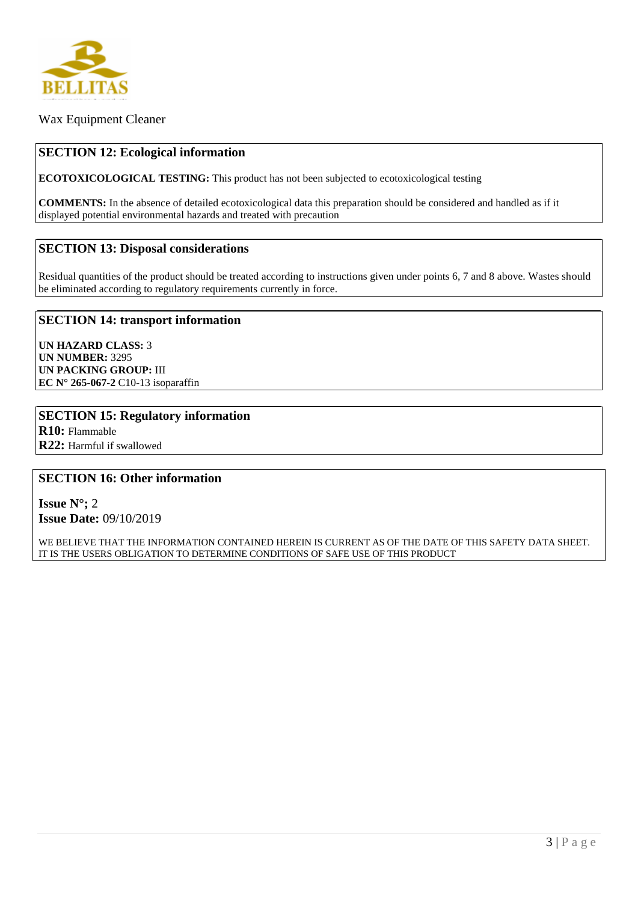Wax Equipment Cleaner

## SECTION 12: Ecological information

**ECOTOXICOLOGICAL TESTING:** This product has not been subjected to ecotoxicological testing

**COMMENTS:** In the absence of detailed ecotoxicological data this preparation should be considered and handled as if it displayed potential environmental hazards and treated with precaution

## SECTION 13: Disposal considerations

Residual quantities of the product should be treated according to instructions given under points 6, 7 and 8 above. Wastes should be eliminated according to regulatory requirements currently in force.

## SECTION 14: transport information

**UN HAZARD CLASS:** 3
**UN NUMBER:** 3295
**UN PACKING GROUP:** III
**EC N° 265-067-2** C10-13 isoparaffin

## SECTION 15: Regulatory information

**R10:** Flammable
**R22:** Harmful if swallowed

## SECTION 16: Other information

**Issue N°;** 2
**Issue Date:** 09/10/2019

WE BELIEVE THAT THE INFORMATION CONTAINED HEREIN IS CURRENT AS OF THE DATE OF THIS SAFETY DATA SHEET. IT IS THE USERS OBLIGATION TO DETERMINE CONDITIONS OF SAFE USE OF THIS PRODUCT